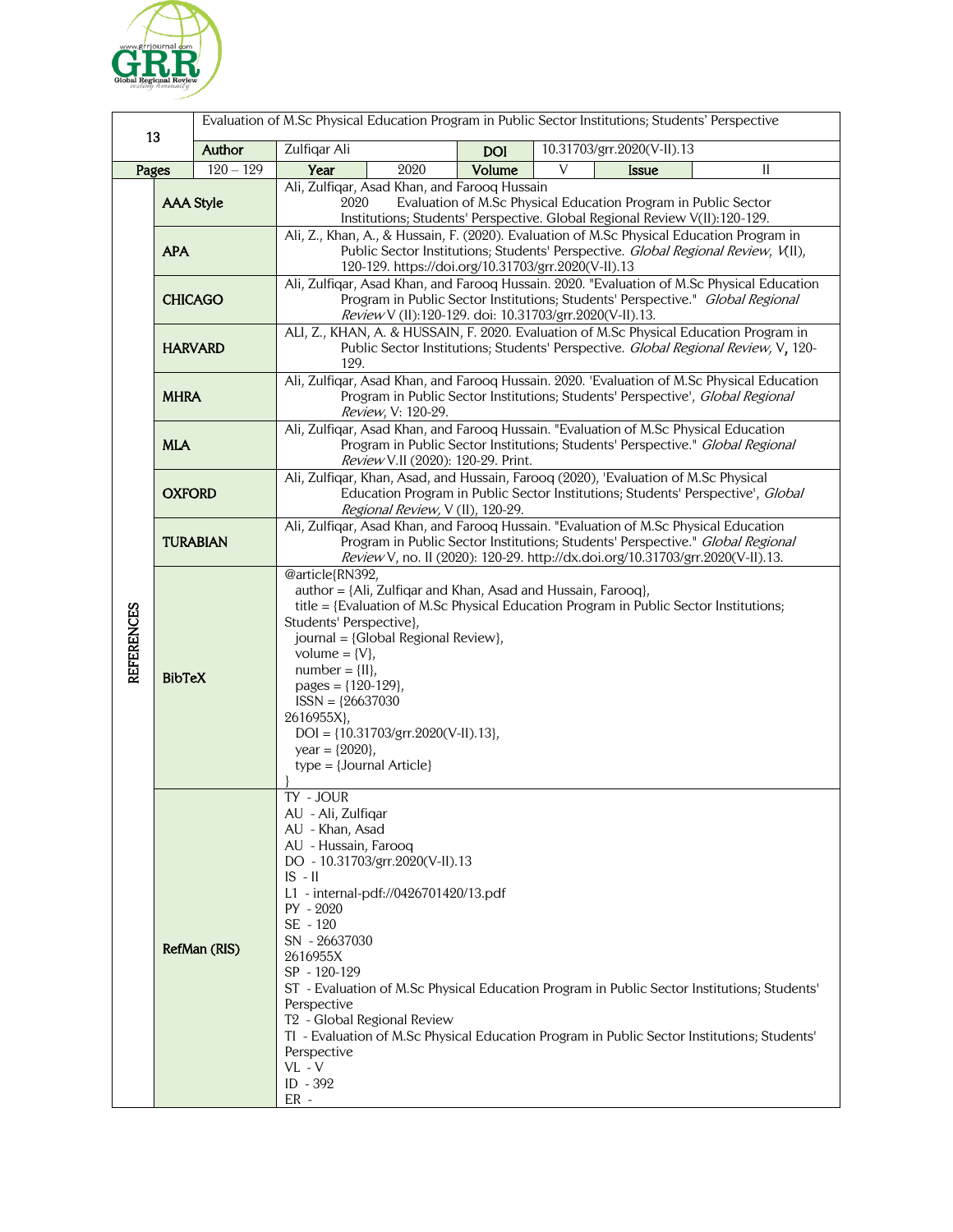| 13 | Evaluation of M.Sc Physical Education Program in Public Sector Institutions; Students' Perspective | | | | | | |
|---|---|---|---|---|---|---|---|
| | **Author** | Zulfiqar Ali | | **DOI** | 10.31703/grr.2020(V-II).13 | | |
| **Pages** | 120 – 129 | **Year** | 2020 | **Volume** | V | **Issue** | II |

**REFERENCES**

| Style | Reference |
|---|---|
| **AAA Style** | Ali, Zulfiqar, Asad Khan, and Farooq Hussain 2020 Evaluation of M.Sc Physical Education Program in Public Sector Institutions; Students' Perspective. Global Regional Review V(II):120-129. |
| **APA** | Ali, Z., Khan, A., & Hussain, F. (2020). Evaluation of M.Sc Physical Education Program in Public Sector Institutions; Students' Perspective. *Global Regional Review*, *V*(II), 120-129. https://doi.org/10.31703/grr.2020(V-II).13 |
| **CHICAGO** | Ali, Zulfiqar, Asad Khan, and Farooq Hussain. 2020. "Evaluation of M.Sc Physical Education Program in Public Sector Institutions; Students' Perspective." *Global Regional Review* V (II):120-129. doi: 10.31703/grr.2020(V-II).13. |
| **HARVARD** | ALI, Z., KHAN, A. & HUSSAIN, F. 2020. Evaluation of M.Sc Physical Education Program in Public Sector Institutions; Students' Perspective. *Global Regional Review,* V**,** 120-129. |
| **MHRA** | Ali, Zulfiqar, Asad Khan, and Farooq Hussain. 2020. 'Evaluation of M.Sc Physical Education Program in Public Sector Institutions; Students' Perspective', *Global Regional Review,* V: 120-29. |
| **MLA** | Ali, Zulfiqar, Asad Khan, and Farooq Hussain. "Evaluation of M.Sc Physical Education Program in Public Sector Institutions; Students' Perspective." *Global Regional Review* V.II (2020): 120-29. Print. |
| **OXFORD** | Ali, Zulfiqar, Khan, Asad, and Hussain, Farooq (2020), 'Evaluation of M.Sc Physical Education Program in Public Sector Institutions; Students' Perspective', *Global Regional Review,* V (II), 120-29. |
| **TURABIAN** | Ali, Zulfiqar, Asad Khan, and Farooq Hussain. "Evaluation of M.Sc Physical Education Program in Public Sector Institutions; Students' Perspective." *Global Regional Review* V, no. II (2020): 120-29. http://dx.doi.org/10.31703/grr.2020(V-II).13. |

**BibTeX**

```
@article{RN392,
   author = {Ali, Zulfiqar and Khan, Asad and Hussain, Farooq},
   title = {Evaluation of M.Sc Physical Education Program in Public Sector Institutions;
Students' Perspective},
   journal = {Global Regional Review},
   volume = {V},
   number = {II},
   pages = {120-129},
   ISSN = {26637030
2616955X},
   DOI = {10.31703/grr.2020(V-II).13},
   year = {2020},
   type = {Journal Article}
}
```

**RefMan (RIS)**

```
TY  - JOUR
AU  - Ali, Zulfiqar
AU  - Khan, Asad
AU  - Hussain, Farooq
DO  - 10.31703/grr.2020(V-II).13
IS  - II
L1  - internal-pdf://0426701420/13.pdf
PY  - 2020
SE  - 120
SN  - 26637030
2616955X
SP  - 120-129
ST  - Evaluation of M.Sc Physical Education Program in Public Sector Institutions; Students'
Perspective
T2  - Global Regional Review
TI  - Evaluation of M.Sc Physical Education Program in Public Sector Institutions; Students'
Perspective
VL  - V
ID  - 392
ER  -
```